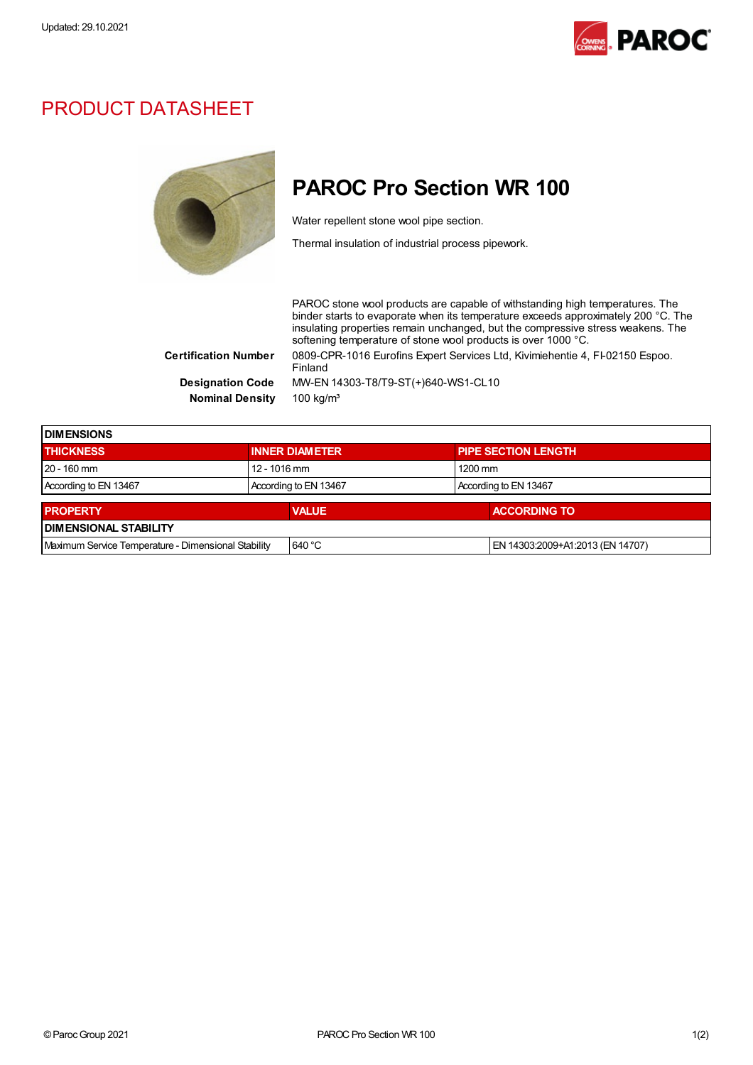Updated: 29.10.2021

# PRODUCT DATASHEET

## PAROC Pro Section WR 100

Water repellent stone wool pipe section.

Thermal insulation of industrial process pipework.

PAROC stone wool products are capable of withstanding high temperatures. The binder starts to evaporate when its temperature exceeds approximately 200 °C. The insulating properties remain unchanged, but the compressive stress weakens. The softening temperature of stone wool products is over 1000 °C.

**Certification Number** 0809-CPR-1016 Eurofins Expert Services Ltd, Kivimiehentie 4, FI-02150 Espoo. Finland

**Designation Code** MW-EN 14303-T8/T9-ST(+)640-WS1-CL10

**Nominal Density** 100 kg/m³

| DIMENSIONS | | |
|---|---|---|
| **THICKNESS** | **INNER DIAMETER** | **PIPE SECTION LENGTH** |
| 20 - 160 mm | 12 - 1016 mm | 1200 mm |
| According to EN 13467 | According to EN 13467 | According to EN 13467 |

| PROPERTY | VALUE | ACCORDING TO |
|---|---|---|
| **DIMENSIONAL STABILITY** | | |
| Maximum Service Temperature - Dimensional Stability | 640 °C | EN 14303:2009+A1:2013 (EN 14707) |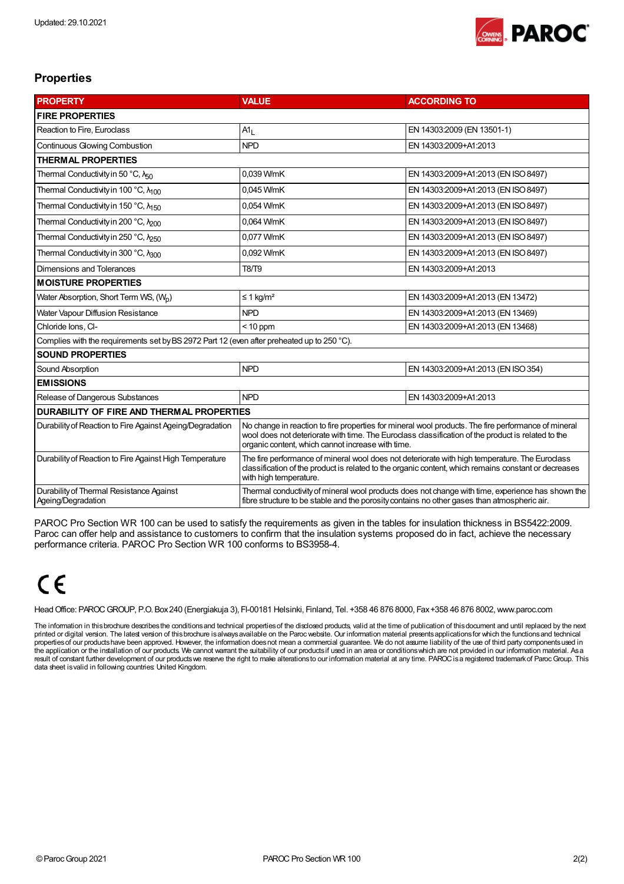## Properties

| PROPERTY | VALUE | ACCORDING TO |
|---|---|---|
| **FIRE PROPERTIES** | | |
| Reaction to Fire, Euroclass | $A1_L$ | EN 14303:2009 (EN 13501-1) |
| Continuous Glowing Combustion | NPD | EN 14303:2009+A1:2013 |
| **THERMAL PROPERTIES** | | |
| Thermal Conductivity in 50 °C, $\lambda_{50}$ | 0,039 W/mK | EN 14303:2009+A1:2013 (EN ISO 8497) |
| Thermal Conductivity in 100 °C, $\lambda_{100}$ | 0,045 W/mK | EN 14303:2009+A1:2013 (EN ISO 8497) |
| Thermal Conductivity in 150 °C, $\lambda_{150}$ | 0,054 W/mK | EN 14303:2009+A1:2013 (EN ISO 8497) |
| Thermal Conductivity in 200 °C, $\lambda_{200}$ | 0,064 W/mK | EN 14303:2009+A1:2013 (EN ISO 8497) |
| Thermal Conductivity in 250 °C, $\lambda_{250}$ | 0,077 W/mK | EN 14303:2009+A1:2013 (EN ISO 8497) |
| Thermal Conductivity in 300 °C, $\lambda_{300}$ | 0,092 W/mK | EN 14303:2009+A1:2013 (EN ISO 8497) |
| Dimensions and Tolerances | T8/T9 | EN 14303:2009+A1:2013 |
| **MOISTURE PROPERTIES** | | |
| Water Absorption, Short Term WS, ($W_p$) | ≤ 1 kg/m² | EN 14303:2009+A1:2013 (EN 13472) |
| Water Vapour Diffusion Resistance | NPD | EN 14303:2009+A1:2013 (EN 13469) |
| Chloride Ions, Cl- | < 10 ppm | EN 14303:2009+A1:2013 (EN 13468) |
| Complies with the requirements set by BS 2972 Part 12 (even after preheated up to 250 °C). | | |
| **SOUND PROPERTIES** | | |
| Sound Absorption | NPD | EN 14303:2009+A1:2013 (EN ISO 354) |
| **EMISSIONS** | | |
| Release of Dangerous Substances | NPD | EN 14303:2009+A1:2013 |
| **DURABILITY OF FIRE AND THERMAL PROPERTIES** | | |
| Durability of Reaction to Fire Against Ageing/Degradation | No change in reaction to fire properties for mineral wool products. The fire performance of mineral wool does not deteriorate with time. The Euroclass classification of the product is related to the organic content, which cannot increase with time. | |
| Durability of Reaction to Fire Against High Temperature | The fire performance of mineral wool does not deteriorate with high temperature. The Euroclass classification of the product is related to the organic content, which remains constant or decreases with high temperature. | |
| Durability of Thermal Resistance Against Ageing/Degradation | Thermal conductivity of mineral wool products does not change with time, experience has shown the fibre structure to be stable and the porosity contains no other gases than atmospheric air. | |

PAROC Pro Section WR 100 can be used to satisfy the requirements as given in the tables for insulation thickness in BS5422:2009. Paroc can offer help and assistance to customers to confirm that the insulation systems proposed do in fact, achieve the necessary performance criteria. PAROC Pro Section WR 100 conforms to BS3958-4.

CE

Head Office: PAROC GROUP, P.O. Box 240 (Energiakuja 3), FI-00181 Helsinki, Finland, Tel. +358 46 876 8000, Fax +358 46 876 8002, www.paroc.com

The information in this brochure describes the conditions and technical properties of the disclosed products, valid at the time of publication of this document and until replaced by the next printed or digital version. The latest version of this brochure is always available on the Paroc website. Our information material presents applications for which the functions and technical properties of our products have been approved. However, the information does not mean a commercial guarantee. We do not assume liability of the use of third party components used in the application or the installation of our products. We cannot warrant the suitability of our products if used in an area or conditions which are not provided in our information material. As a result of constant further development of our products we reserve the right to make alterations to our information material at any time. PAROC is a registered trademark of Paroc Group. This data sheet is valid in following countries: United Kingdom.